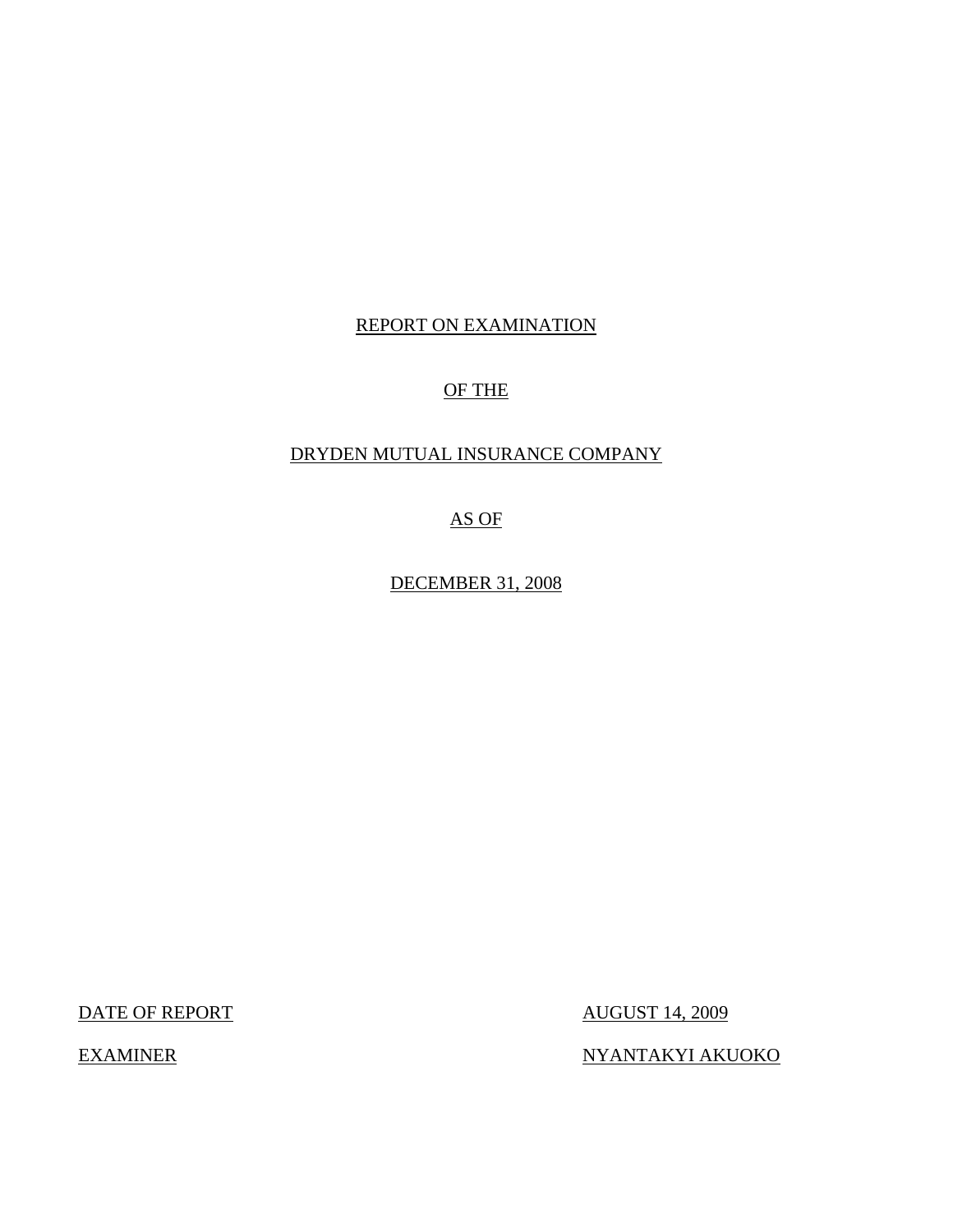REPORT ON EXAMINATION

OF THE

DRYDEN MUTUAL INSURANCE COMPANY

AS OF

DECEMBER 31, 2008

| | |
|---|---|
| DATE OF REPORT | AUGUST 14, 2009 |
| EXAMINER | NYANTAKYI AKUOKO |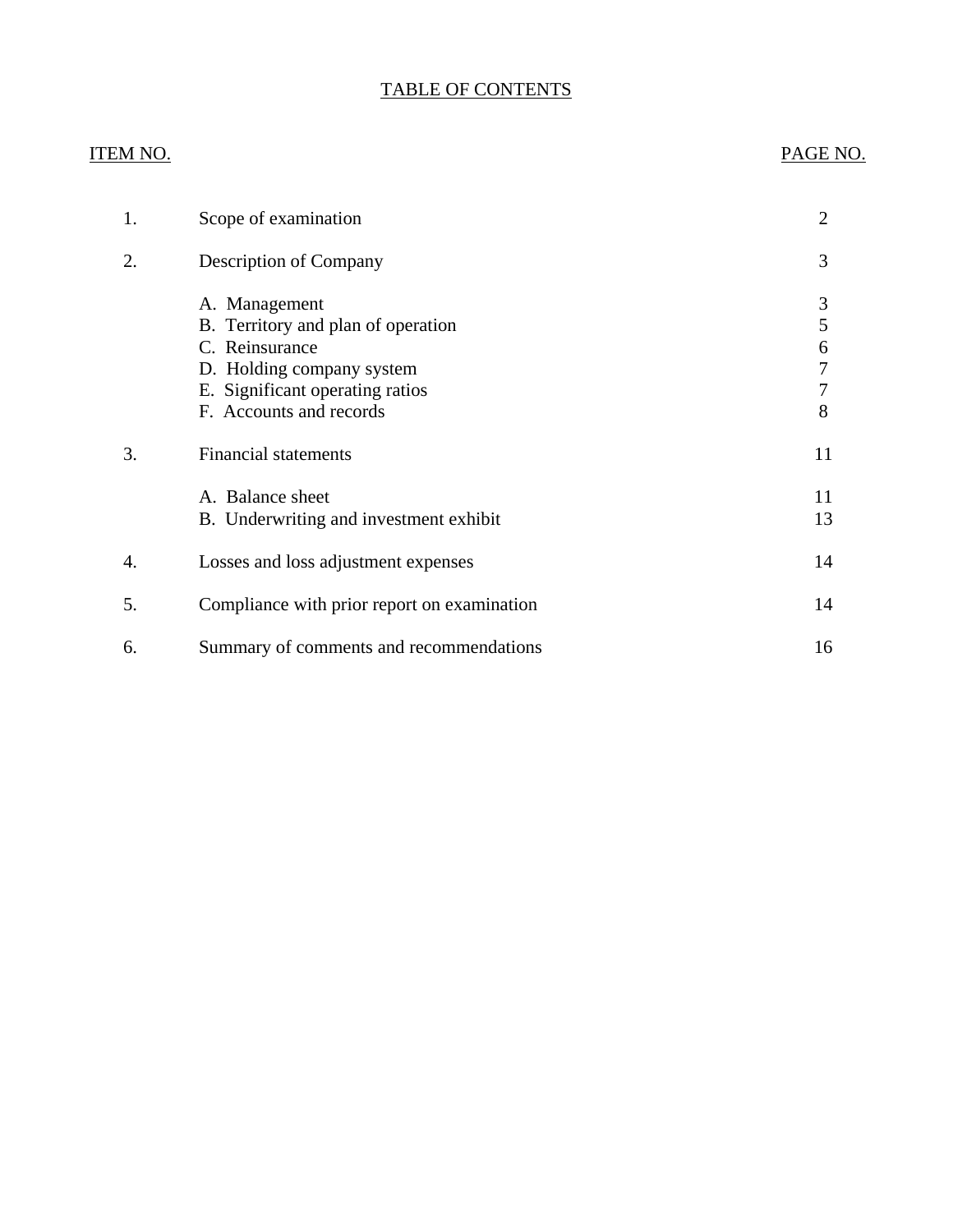# TABLE OF CONTENTS

| ITEM NO. | | PAGE NO. |
|---|---|---|
| 1. | Scope of examination | 2 |
| 2. | Description of Company | 3 |
| | A. Management | 3 |
| | B. Territory and plan of operation | 5 |
| | C. Reinsurance | 6 |
| | D. Holding company system | 7 |
| | E. Significant operating ratios | 7 |
| | F. Accounts and records | 8 |
| 3. | Financial statements | 11 |
| | A. Balance sheet | 11 |
| | B. Underwriting and investment exhibit | 13 |
| 4. | Losses and loss adjustment expenses | 14 |
| 5. | Compliance with prior report on examination | 14 |
| 6. | Summary of comments and recommendations | 16 |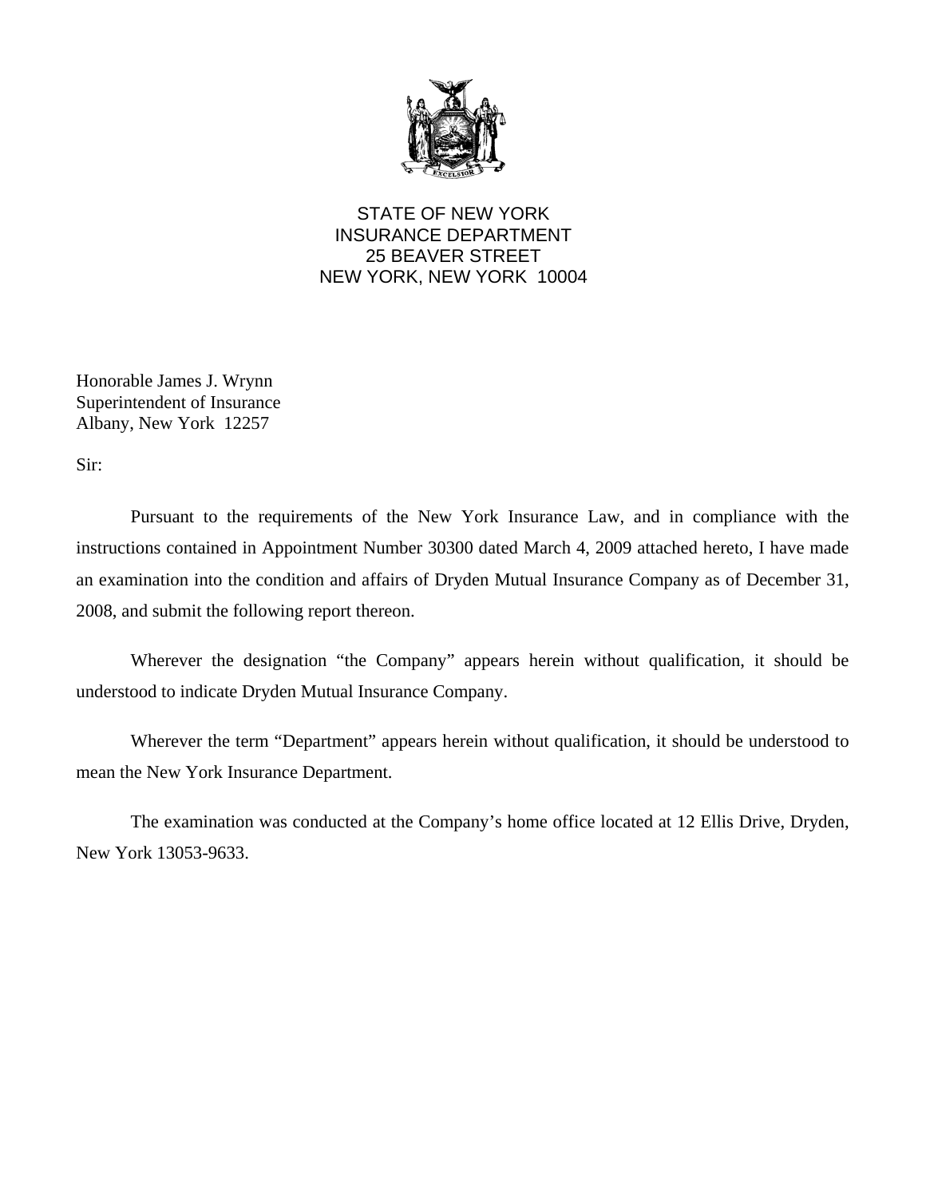STATE OF NEW YORK
INSURANCE DEPARTMENT
25 BEAVER STREET
NEW YORK, NEW YORK 10004

Honorable James J. Wrynn
Superintendent of Insurance
Albany, New York 12257

Sir:

Pursuant to the requirements of the New York Insurance Law, and in compliance with the instructions contained in Appointment Number 30300 dated March 4, 2009 attached hereto, I have made an examination into the condition and affairs of Dryden Mutual Insurance Company as of December 31, 2008, and submit the following report thereon.

Wherever the designation "the Company" appears herein without qualification, it should be understood to indicate Dryden Mutual Insurance Company.

Wherever the term "Department" appears herein without qualification, it should be understood to mean the New York Insurance Department.

The examination was conducted at the Company's home office located at 12 Ellis Drive, Dryden, New York 13053-9633.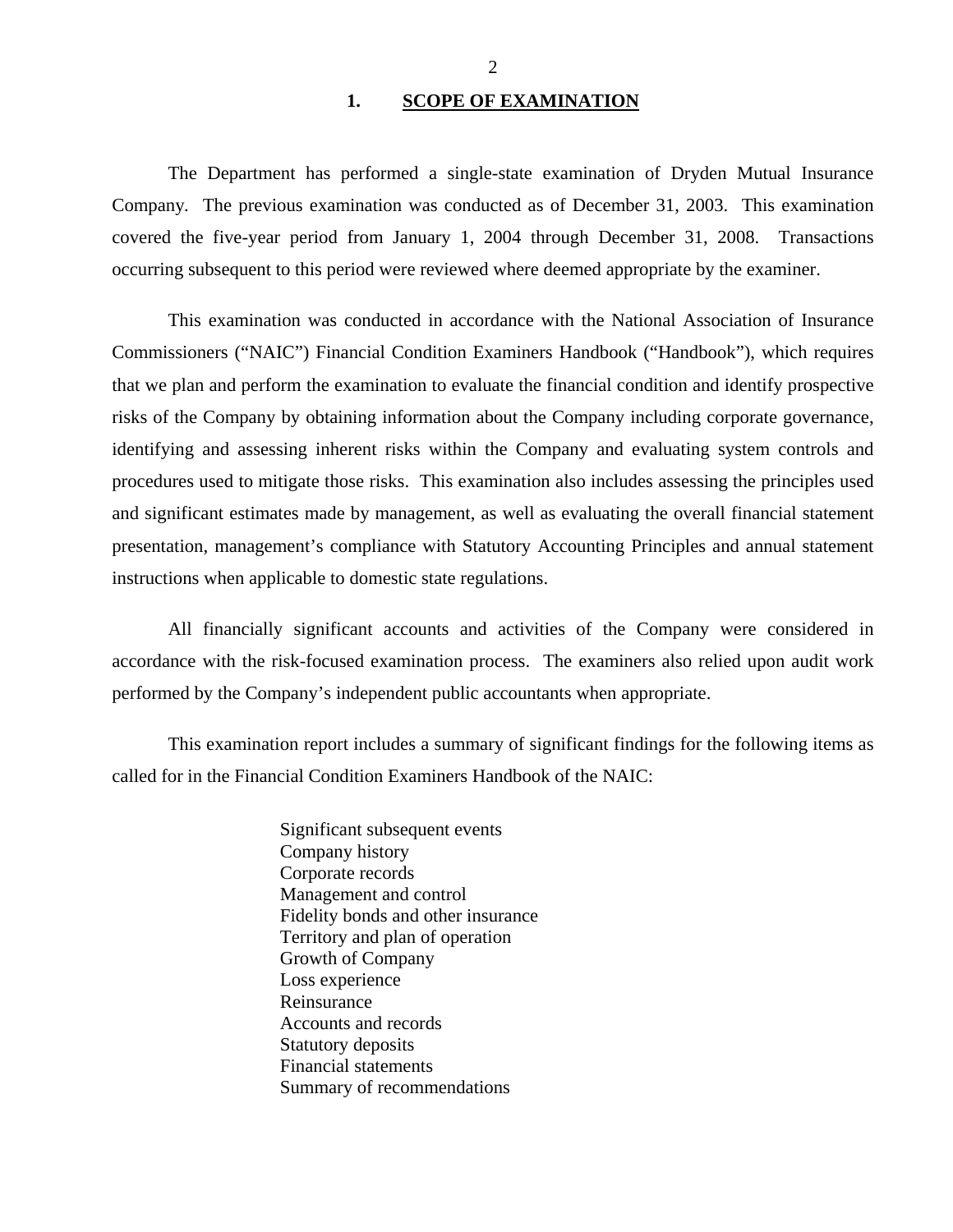## 1. SCOPE OF EXAMINATION

The Department has performed a single-state examination of Dryden Mutual Insurance Company. The previous examination was conducted as of December 31, 2003. This examination covered the five-year period from January 1, 2004 through December 31, 2008. Transactions occurring subsequent to this period were reviewed where deemed appropriate by the examiner.

This examination was conducted in accordance with the National Association of Insurance Commissioners ("NAIC") Financial Condition Examiners Handbook ("Handbook"), which requires that we plan and perform the examination to evaluate the financial condition and identify prospective risks of the Company by obtaining information about the Company including corporate governance, identifying and assessing inherent risks within the Company and evaluating system controls and procedures used to mitigate those risks. This examination also includes assessing the principles used and significant estimates made by management, as well as evaluating the overall financial statement presentation, management's compliance with Statutory Accounting Principles and annual statement instructions when applicable to domestic state regulations.

All financially significant accounts and activities of the Company were considered in accordance with the risk-focused examination process. The examiners also relied upon audit work performed by the Company's independent public accountants when appropriate.

This examination report includes a summary of significant findings for the following items as called for in the Financial Condition Examiners Handbook of the NAIC:

- Significant subsequent events
- Company history
- Corporate records
- Management and control
- Fidelity bonds and other insurance
- Territory and plan of operation
- Growth of Company
- Loss experience
- Reinsurance
- Accounts and records
- Statutory deposits
- Financial statements
- Summary of recommendations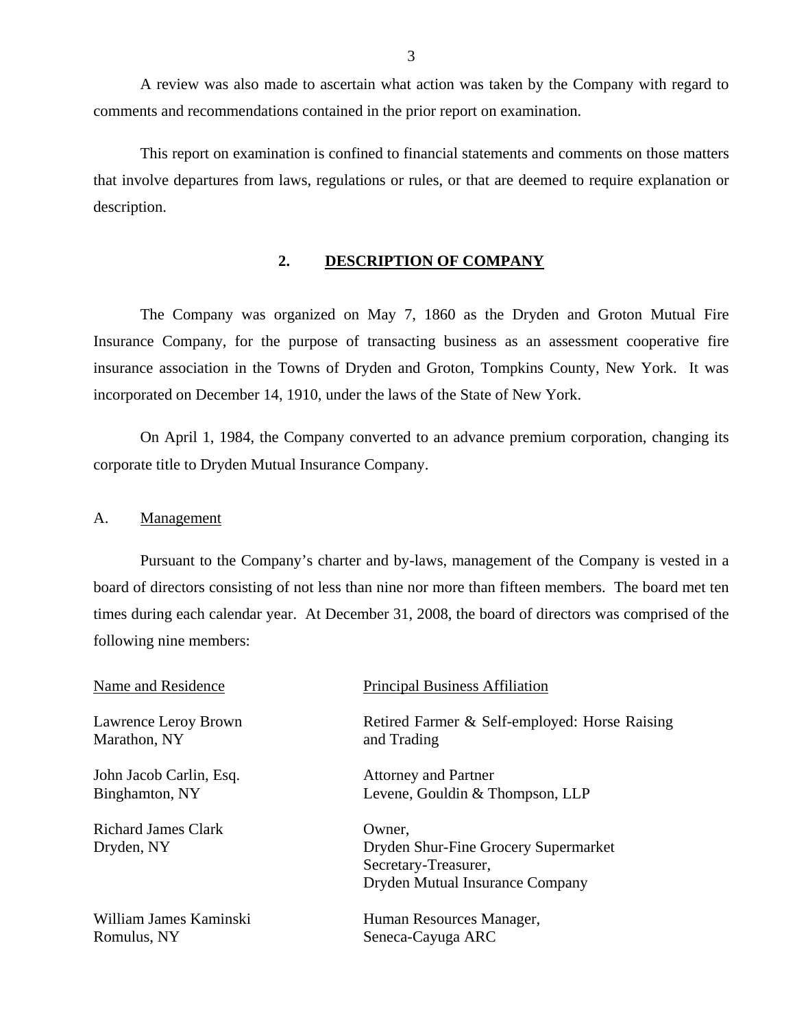A review was also made to ascertain what action was taken by the Company with regard to comments and recommendations contained in the prior report on examination.

This report on examination is confined to financial statements and comments on those matters that involve departures from laws, regulations or rules, or that are deemed to require explanation or description.

## 2. DESCRIPTION OF COMPANY

The Company was organized on May 7, 1860 as the Dryden and Groton Mutual Fire Insurance Company, for the purpose of transacting business as an assessment cooperative fire insurance association in the Towns of Dryden and Groton, Tompkins County, New York. It was incorporated on December 14, 1910, under the laws of the State of New York.

On April 1, 1984, the Company converted to an advance premium corporation, changing its corporate title to Dryden Mutual Insurance Company.

### A. Management

Pursuant to the Company's charter and by-laws, management of the Company is vested in a board of directors consisting of not less than nine nor more than fifteen members. The board met ten times during each calendar year. At December 31, 2008, the board of directors was comprised of the following nine members:

| Name and Residence | Principal Business Affiliation |
|---|---|
| Lawrence Leroy Brown<br>Marathon, NY | Retired Farmer & Self-employed: Horse Raising and Trading |
| John Jacob Carlin, Esq.<br>Binghamton, NY | Attorney and Partner<br>Levene, Gouldin & Thompson, LLP |
| Richard James Clark<br>Dryden, NY | Owner,<br>Dryden Shur-Fine Grocery Supermarket<br>Secretary-Treasurer,<br>Dryden Mutual Insurance Company |
| William James Kaminski<br>Romulus, NY | Human Resources Manager,<br>Seneca-Cayuga ARC |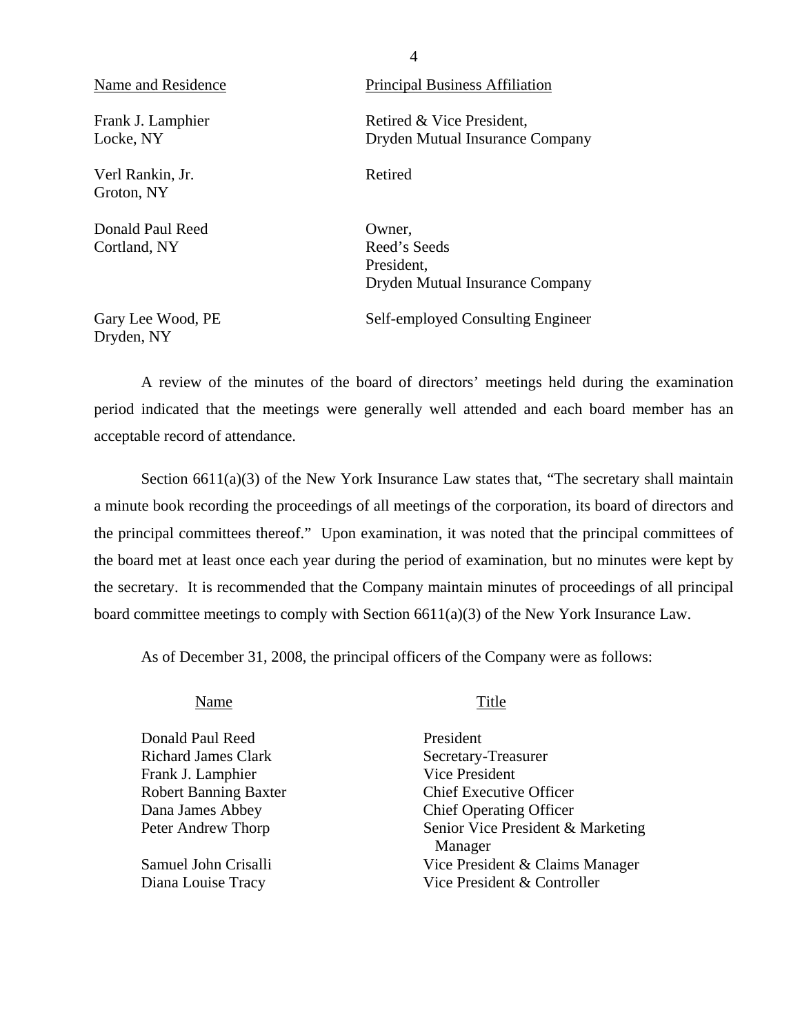| Name and Residence | Principal Business Affiliation |
| --- | --- |
| Frank J. Lamphier<br>Locke, NY | Retired & Vice President,<br>Dryden Mutual Insurance Company |
| Verl Rankin, Jr.<br>Groton, NY | Retired |
| Donald Paul Reed<br>Cortland, NY | Owner,<br>Reed's Seeds<br>President,<br>Dryden Mutual Insurance Company |
| Gary Lee Wood, PE<br>Dryden, NY | Self-employed Consulting Engineer |

A review of the minutes of the board of directors' meetings held during the examination period indicated that the meetings were generally well attended and each board member has an acceptable record of attendance.

Section 6611(a)(3) of the New York Insurance Law states that, "The secretary shall maintain a minute book recording the proceedings of all meetings of the corporation, its board of directors and the principal committees thereof." Upon examination, it was noted that the principal committees of the board met at least once each year during the period of examination, but no minutes were kept by the secretary. It is recommended that the Company maintain minutes of proceedings of all principal board committee meetings to comply with Section 6611(a)(3) of the New York Insurance Law.

As of December 31, 2008, the principal officers of the Company were as follows:

| Name | Title |
| --- | --- |
| Donald Paul Reed | President |
| Richard James Clark | Secretary-Treasurer |
| Frank J. Lamphier | Vice President |
| Robert Banning Baxter | Chief Executive Officer |
| Dana James Abbey | Chief Operating Officer |
| Peter Andrew Thorp | Senior Vice President & Marketing Manager |
| Samuel John Crisalli | Vice President & Claims Manager |
| Diana Louise Tracy | Vice President & Controller |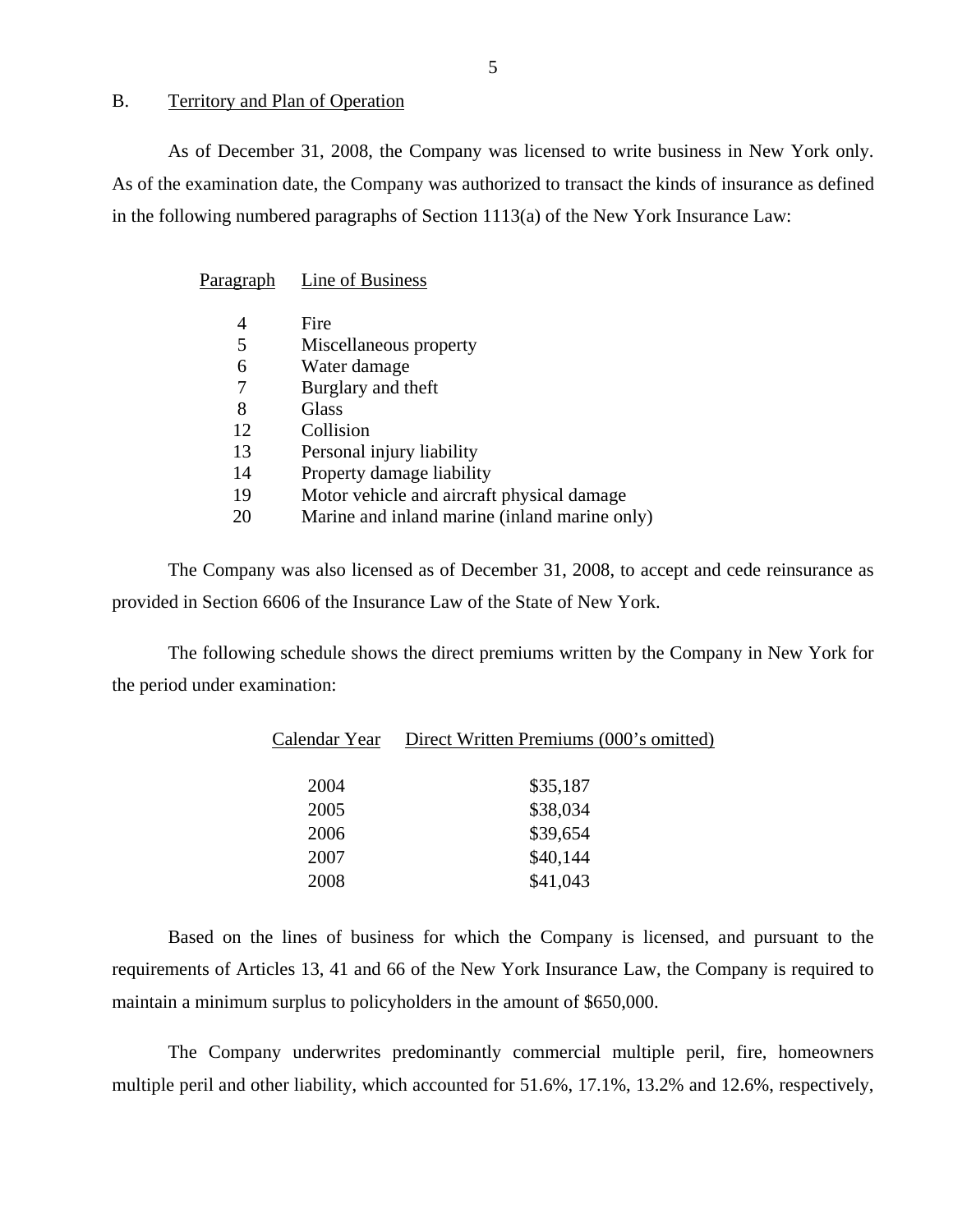## B. Territory and Plan of Operation

As of December 31, 2008, the Company was licensed to write business in New York only. As of the examination date, the Company was authorized to transact the kinds of insurance as defined in the following numbered paragraphs of Section 1113(a) of the New York Insurance Law:

| Paragraph | Line of Business |
|---|---|
| 4 | Fire |
| 5 | Miscellaneous property |
| 6 | Water damage |
| 7 | Burglary and theft |
| 8 | Glass |
| 12 | Collision |
| 13 | Personal injury liability |
| 14 | Property damage liability |
| 19 | Motor vehicle and aircraft physical damage |
| 20 | Marine and inland marine (inland marine only) |

The Company was also licensed as of December 31, 2008, to accept and cede reinsurance as provided in Section 6606 of the Insurance Law of the State of New York.

The following schedule shows the direct premiums written by the Company in New York for the period under examination:

| Calendar Year | Direct Written Premiums (000's omitted) |
|---|---|
| 2004 | \$35,187 |
| 2005 | \$38,034 |
| 2006 | \$39,654 |
| 2007 | \$40,144 |
| 2008 | \$41,043 |

Based on the lines of business for which the Company is licensed, and pursuant to the requirements of Articles 13, 41 and 66 of the New York Insurance Law, the Company is required to maintain a minimum surplus to policyholders in the amount of \$650,000.

The Company underwrites predominantly commercial multiple peril, fire, homeowners multiple peril and other liability, which accounted for 51.6%, 17.1%, 13.2% and 12.6%, respectively,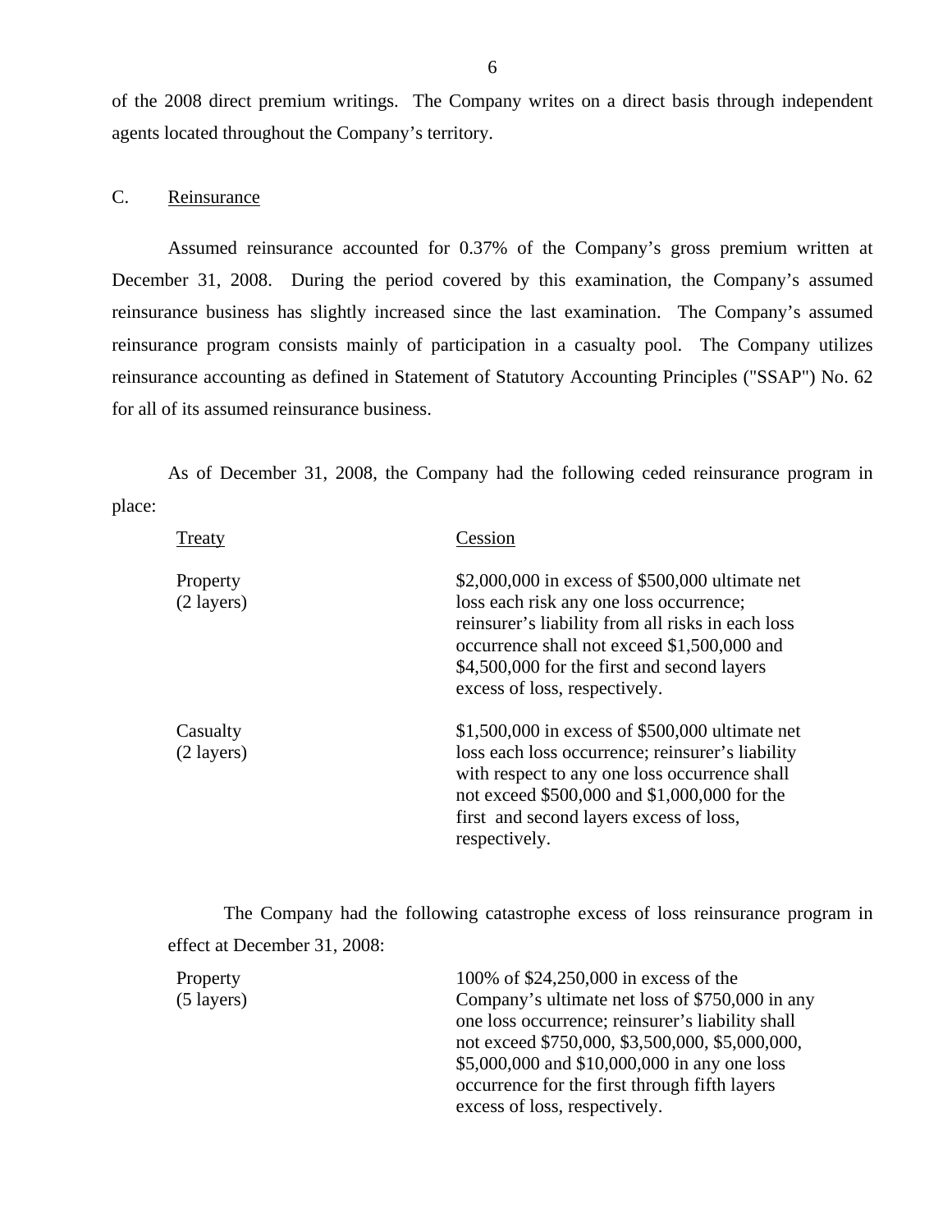of the 2008 direct premium writings. The Company writes on a direct basis through independent agents located throughout the Company's territory.

## C. Reinsurance

Assumed reinsurance accounted for 0.37% of the Company's gross premium written at December 31, 2008. During the period covered by this examination, the Company's assumed reinsurance business has slightly increased since the last examination. The Company's assumed reinsurance program consists mainly of participation in a casualty pool. The Company utilizes reinsurance accounting as defined in Statement of Statutory Accounting Principles ("SSAP") No. 62 for all of its assumed reinsurance business.

As of December 31, 2008, the Company had the following ceded reinsurance program in place:

| Treaty | Cession |
|---|---|
| Property (2 layers) | $2,000,000 in excess of $500,000 ultimate net loss each risk any one loss occurrence; reinsurer's liability from all risks in each loss occurrence shall not exceed $1,500,000 and $4,500,000 for the first and second layers excess of loss, respectively. |
| Casualty (2 layers) | $1,500,000 in excess of $500,000 ultimate net loss each loss occurrence; reinsurer's liability with respect to any one loss occurrence shall not exceed $500,000 and $1,000,000 for the first and second layers excess of loss, respectively. |

The Company had the following catastrophe excess of loss reinsurance program in effect at December 31, 2008:

| | |
|---|---|
| Property (5 layers) | 100% of $24,250,000 in excess of the Company's ultimate net loss of $750,000 in any one loss occurrence; reinsurer's liability shall not exceed $750,000, $3,500,000, $5,000,000, $5,000,000 and $10,000,000 in any one loss occurrence for the first through fifth layers excess of loss, respectively. |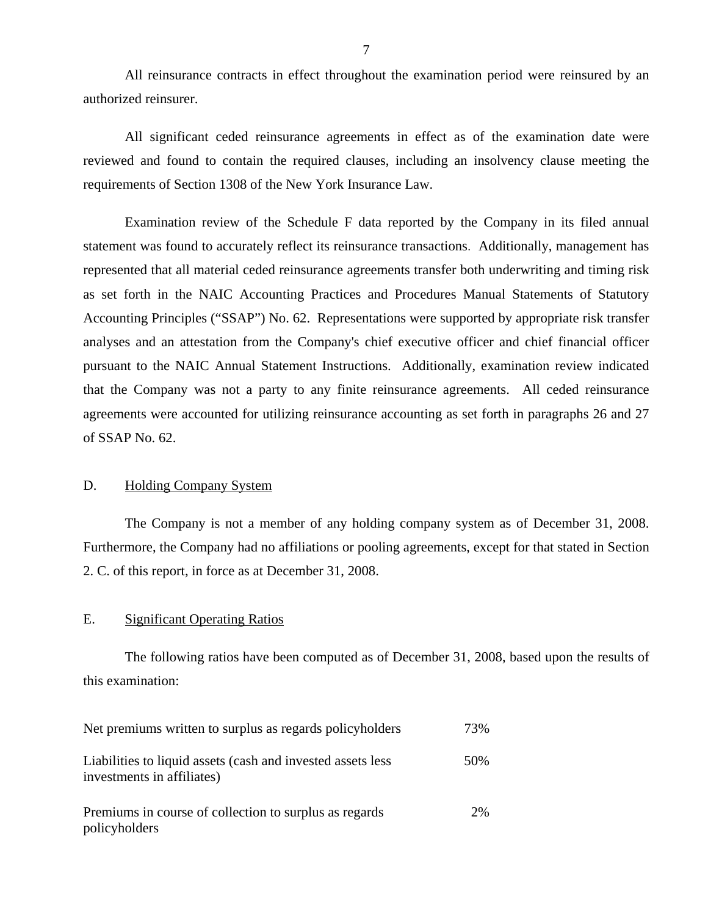All reinsurance contracts in effect throughout the examination period were reinsured by an authorized reinsurer.

All significant ceded reinsurance agreements in effect as of the examination date were reviewed and found to contain the required clauses, including an insolvency clause meeting the requirements of Section 1308 of the New York Insurance Law.

Examination review of the Schedule F data reported by the Company in its filed annual statement was found to accurately reflect its reinsurance transactions. Additionally, management has represented that all material ceded reinsurance agreements transfer both underwriting and timing risk as set forth in the NAIC Accounting Practices and Procedures Manual Statements of Statutory Accounting Principles ("SSAP") No. 62. Representations were supported by appropriate risk transfer analyses and an attestation from the Company's chief executive officer and chief financial officer pursuant to the NAIC Annual Statement Instructions. Additionally, examination review indicated that the Company was not a party to any finite reinsurance agreements. All ceded reinsurance agreements were accounted for utilizing reinsurance accounting as set forth in paragraphs 26 and 27 of SSAP No. 62.

## D. Holding Company System

The Company is not a member of any holding company system as of December 31, 2008. Furthermore, the Company had no affiliations or pooling agreements, except for that stated in Section 2. C. of this report, in force as at December 31, 2008.

## E. Significant Operating Ratios

The following ratios have been computed as of December 31, 2008, based upon the results of this examination:

| | |
|---|---|
| Net premiums written to surplus as regards policyholders | 73% |
| Liabilities to liquid assets (cash and invested assets less investments in affiliates) | 50% |
| Premiums in course of collection to surplus as regards policyholders | 2% |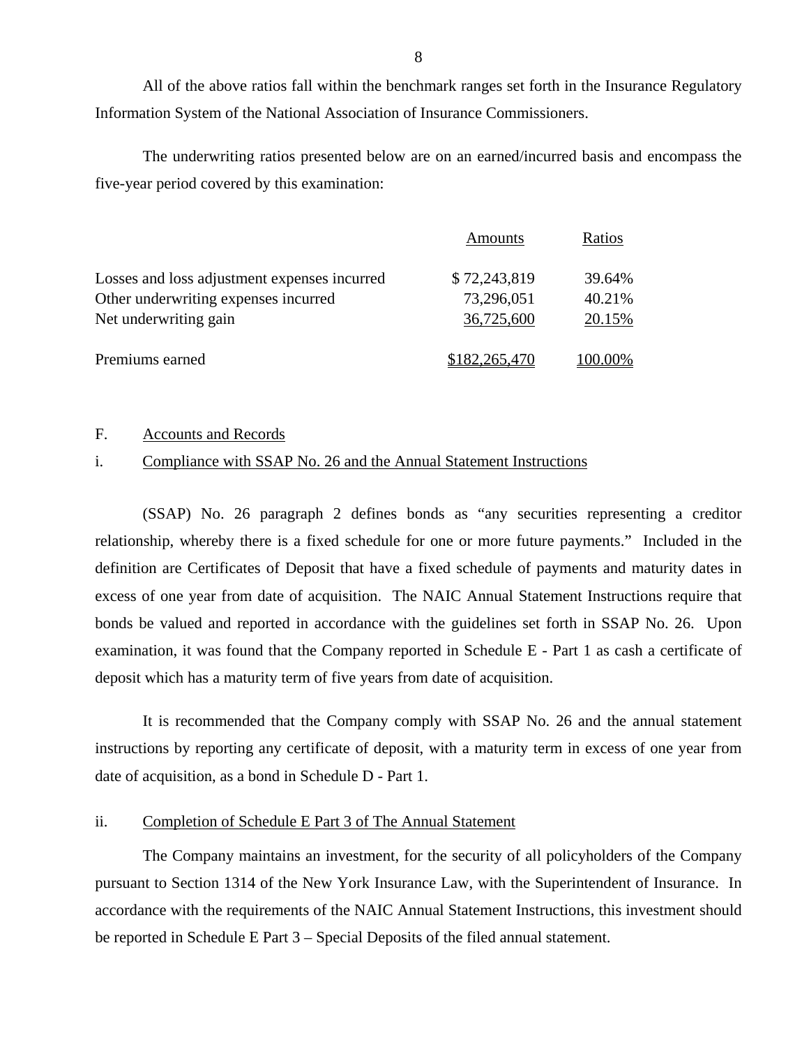All of the above ratios fall within the benchmark ranges set forth in the Insurance Regulatory Information System of the National Association of Insurance Commissioners.

The underwriting ratios presented below are on an earned/incurred basis and encompass the five-year period covered by this examination:

| | Amounts | Ratios |
|---|---|---|
| Losses and loss adjustment expenses incurred | $ 72,243,819 | 39.64% |
| Other underwriting expenses incurred | 73,296,051 | 40.21% |
| Net underwriting gain | 36,725,600 | 20.15% |
| Premiums earned | $182,265,470 | 100.00% |

F. Accounts and Records

i. Compliance with SSAP No. 26 and the Annual Statement Instructions

(SSAP) No. 26 paragraph 2 defines bonds as "any securities representing a creditor relationship, whereby there is a fixed schedule for one or more future payments." Included in the definition are Certificates of Deposit that have a fixed schedule of payments and maturity dates in excess of one year from date of acquisition. The NAIC Annual Statement Instructions require that bonds be valued and reported in accordance with the guidelines set forth in SSAP No. 26. Upon examination, it was found that the Company reported in Schedule E - Part 1 as cash a certificate of deposit which has a maturity term of five years from date of acquisition.

It is recommended that the Company comply with SSAP No. 26 and the annual statement instructions by reporting any certificate of deposit, with a maturity term in excess of one year from date of acquisition, as a bond in Schedule D - Part 1.

ii. Completion of Schedule E Part 3 of The Annual Statement

The Company maintains an investment, for the security of all policyholders of the Company pursuant to Section 1314 of the New York Insurance Law, with the Superintendent of Insurance. In accordance with the requirements of the NAIC Annual Statement Instructions, this investment should be reported in Schedule E Part 3 – Special Deposits of the filed annual statement.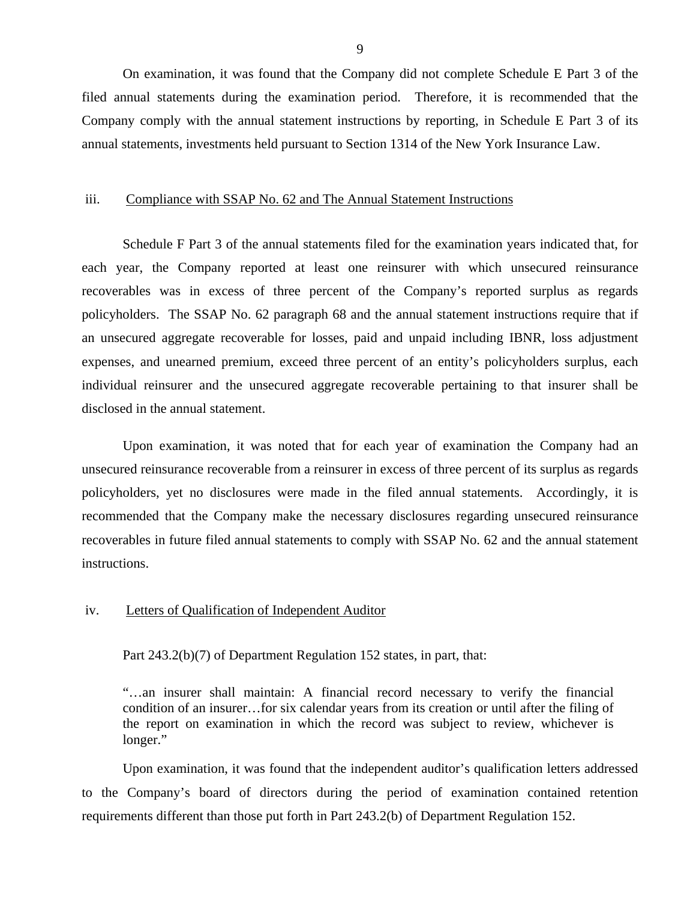On examination, it was found that the Company did not complete Schedule E Part 3 of the filed annual statements during the examination period. Therefore, it is recommended that the Company comply with the annual statement instructions by reporting, in Schedule E Part 3 of its annual statements, investments held pursuant to Section 1314 of the New York Insurance Law.

iii. Compliance with SSAP No. 62 and The Annual Statement Instructions

Schedule F Part 3 of the annual statements filed for the examination years indicated that, for each year, the Company reported at least one reinsurer with which unsecured reinsurance recoverables was in excess of three percent of the Company's reported surplus as regards policyholders. The SSAP No. 62 paragraph 68 and the annual statement instructions require that if an unsecured aggregate recoverable for losses, paid and unpaid including IBNR, loss adjustment expenses, and unearned premium, exceed three percent of an entity's policyholders surplus, each individual reinsurer and the unsecured aggregate recoverable pertaining to that insurer shall be disclosed in the annual statement.

Upon examination, it was noted that for each year of examination the Company had an unsecured reinsurance recoverable from a reinsurer in excess of three percent of its surplus as regards policyholders, yet no disclosures were made in the filed annual statements. Accordingly, it is recommended that the Company make the necessary disclosures regarding unsecured reinsurance recoverables in future filed annual statements to comply with SSAP No. 62 and the annual statement instructions.

iv. Letters of Qualification of Independent Auditor

Part 243.2(b)(7) of Department Regulation 152 states, in part, that:

> "…an insurer shall maintain: A financial record necessary to verify the financial condition of an insurer…for six calendar years from its creation or until after the filing of the report on examination in which the record was subject to review, whichever is longer."

Upon examination, it was found that the independent auditor's qualification letters addressed to the Company's board of directors during the period of examination contained retention requirements different than those put forth in Part 243.2(b) of Department Regulation 152.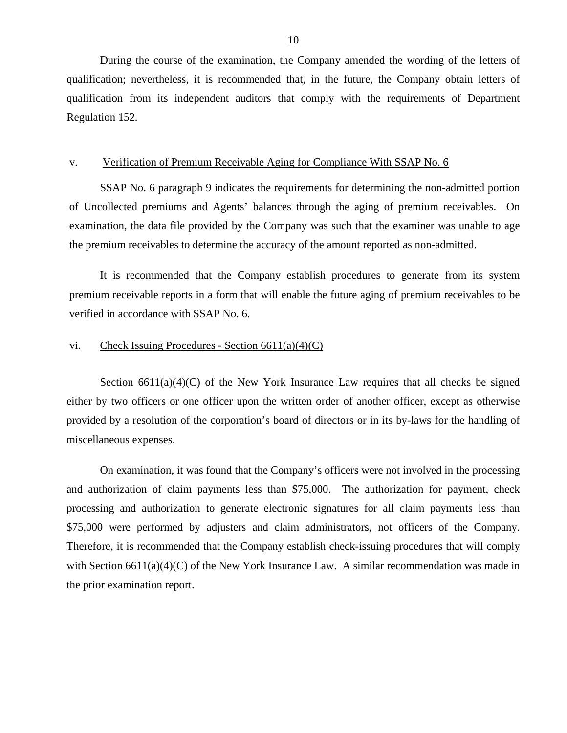During the course of the examination, the Company amended the wording of the letters of qualification; nevertheless, it is recommended that, in the future, the Company obtain letters of qualification from its independent auditors that comply with the requirements of Department Regulation 152.

v. Verification of Premium Receivable Aging for Compliance With SSAP No. 6

SSAP No. 6 paragraph 9 indicates the requirements for determining the non-admitted portion of Uncollected premiums and Agents' balances through the aging of premium receivables. On examination, the data file provided by the Company was such that the examiner was unable to age the premium receivables to determine the accuracy of the amount reported as non-admitted.

It is recommended that the Company establish procedures to generate from its system premium receivable reports in a form that will enable the future aging of premium receivables to be verified in accordance with SSAP No. 6.

vi. Check Issuing Procedures - Section 6611(a)(4)(C)

Section 6611(a)(4)(C) of the New York Insurance Law requires that all checks be signed either by two officers or one officer upon the written order of another officer, except as otherwise provided by a resolution of the corporation's board of directors or in its by-laws for the handling of miscellaneous expenses.

On examination, it was found that the Company's officers were not involved in the processing and authorization of claim payments less than $75,000. The authorization for payment, check processing and authorization to generate electronic signatures for all claim payments less than $75,000 were performed by adjusters and claim administrators, not officers of the Company. Therefore, it is recommended that the Company establish check-issuing procedures that will comply with Section 6611(a)(4)(C) of the New York Insurance Law. A similar recommendation was made in the prior examination report.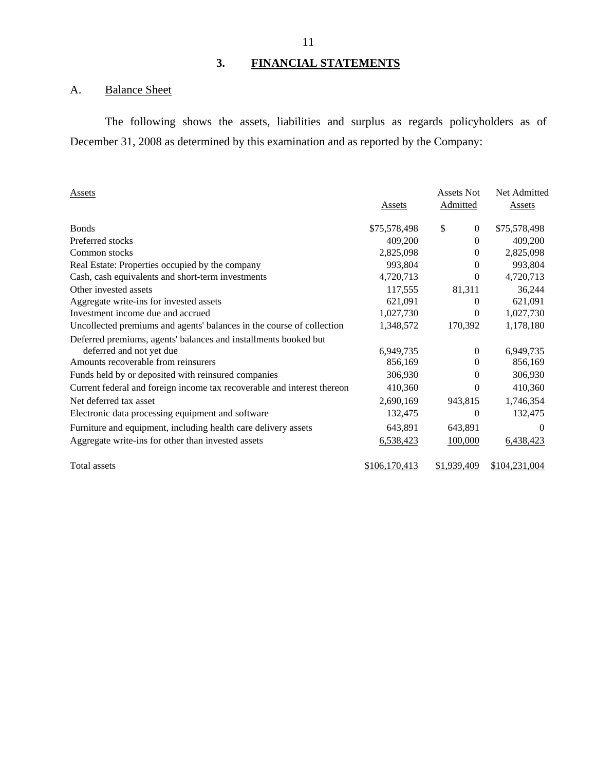## 3. FINANCIAL STATEMENTS

### A. Balance Sheet

The following shows the assets, liabilities and surplus as regards policyholders as of December 31, 2008 as determined by this examination and as reported by the Company:

| Assets | Assets | Assets Not Admitted | Net Admitted Assets |
|---|---|---|---|
| Bonds | $75,578,498 | $ 0 | $75,578,498 |
| Preferred stocks | 409,200 | 0 | 409,200 |
| Common stocks | 2,825,098 | 0 | 2,825,098 |
| Real Estate: Properties occupied by the company | 993,804 | 0 | 993,804 |
| Cash, cash equivalents and short-term investments | 4,720,713 | 0 | 4,720,713 |
| Other invested assets | 117,555 | 81,311 | 36,244 |
| Aggregate write-ins for invested assets | 621,091 | 0 | 621,091 |
| Investment income due and accrued | 1,027,730 | 0 | 1,027,730 |
| Uncollected premiums and agents' balances in the course of collection | 1,348,572 | 170,392 | 1,178,180 |
| Deferred premiums, agents' balances and installments booked but deferred and not yet due | 6,949,735 | 0 | 6,949,735 |
| Amounts recoverable from reinsurers | 856,169 | 0 | 856,169 |
| Funds held by or deposited with reinsured companies | 306,930 | 0 | 306,930 |
| Current federal and foreign income tax recoverable and interest thereon | 410,360 | 0 | 410,360 |
| Net deferred tax asset | 2,690,169 | 943,815 | 1,746,354 |
| Electronic data processing equipment and software | 132,475 | 0 | 132,475 |
| Furniture and equipment, including health care delivery assets | 643,891 | 643,891 | 0 |
| Aggregate write-ins for other than invested assets | 6,538,423 | 100,000 | 6,438,423 |
| Total assets | $106,170,413 | $1,939,409 | $104,231,004 |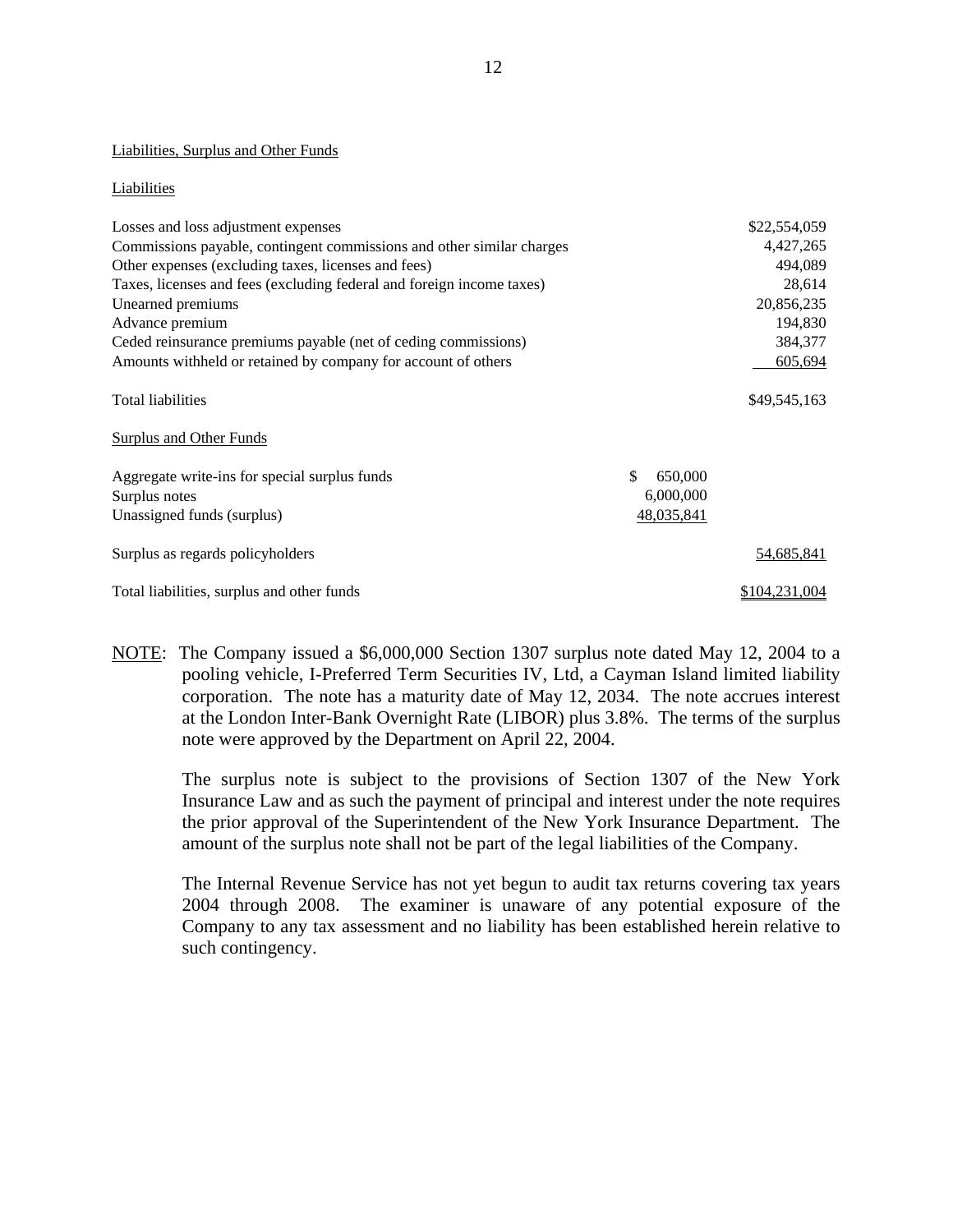Liabilities, Surplus and Other Funds

Liabilities

| | | |
|---|---|---|
| Losses and loss adjustment expenses | | $22,554,059 |
| Commissions payable, contingent commissions and other similar charges | | 4,427,265 |
| Other expenses (excluding taxes, licenses and fees) | | 494,089 |
| Taxes, licenses and fees (excluding federal and foreign income taxes) | | 28,614 |
| Unearned premiums | | 20,856,235 |
| Advance premium | | 194,830 |
| Ceded reinsurance premiums payable (net of ceding commissions) | | 384,377 |
| Amounts withheld or retained by company for account of others | | 605,694 |
| Total liabilities | | $49,545,163 |
| **Surplus and Other Funds** | | |
| Aggregate write-ins for special surplus funds | $ 650,000 | |
| Surplus notes | 6,000,000 | |
| Unassigned funds (surplus) | 48,035,841 | |
| Surplus as regards policyholders | | 54,685,841 |
| Total liabilities, surplus and other funds | | $104,231,004 |

NOTE: The Company issued a $6,000,000 Section 1307 surplus note dated May 12, 2004 to a pooling vehicle, I-Preferred Term Securities IV, Ltd, a Cayman Island limited liability corporation. The note has a maturity date of May 12, 2034. The note accrues interest at the London Inter-Bank Overnight Rate (LIBOR) plus 3.8%. The terms of the surplus note were approved by the Department on April 22, 2004.

The surplus note is subject to the provisions of Section 1307 of the New York Insurance Law and as such the payment of principal and interest under the note requires the prior approval of the Superintendent of the New York Insurance Department. The amount of the surplus note shall not be part of the legal liabilities of the Company.

The Internal Revenue Service has not yet begun to audit tax returns covering tax years 2004 through 2008. The examiner is unaware of any potential exposure of the Company to any tax assessment and no liability has been established herein relative to such contingency.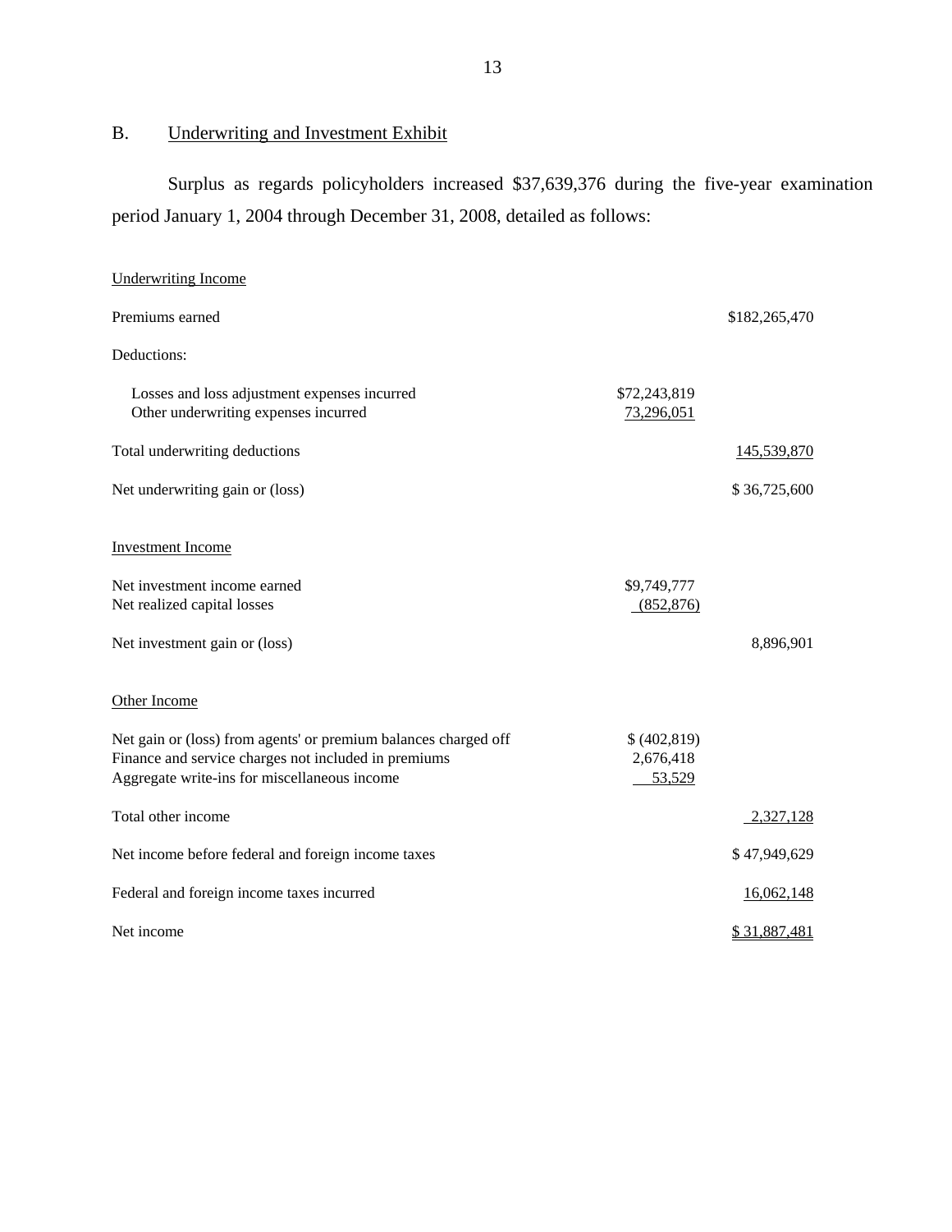## B. Underwriting and Investment Exhibit

Surplus as regards policyholders increased $37,639,376 during the five-year examination period January 1, 2004 through December 31, 2008, detailed as follows:

| | | |
|---|---|---|
| Underwriting Income | | |
| Premiums earned | | $182,265,470 |
| Deductions: | | |
| Losses and loss adjustment expenses incurred | $72,243,819 | |
| Other underwriting expenses incurred | 73,296,051 | |
| Total underwriting deductions | | 145,539,870 |
| Net underwriting gain or (loss) | | $ 36,725,600 |
| Investment Income | | |
| Net investment income earned | $9,749,777 | |
| Net realized capital losses | (852,876) | |
| Net investment gain or (loss) | | 8,896,901 |
| Other Income | | |
| Net gain or (loss) from agents' or premium balances charged off | $ (402,819) | |
| Finance and service charges not included in premiums | 2,676,418 | |
| Aggregate write-ins for miscellaneous income | 53,529 | |
| Total other income | | 2,327,128 |
| Net income before federal and foreign income taxes | | $ 47,949,629 |
| Federal and foreign income taxes incurred | | 16,062,148 |
| Net income | | $ 31,887,481 |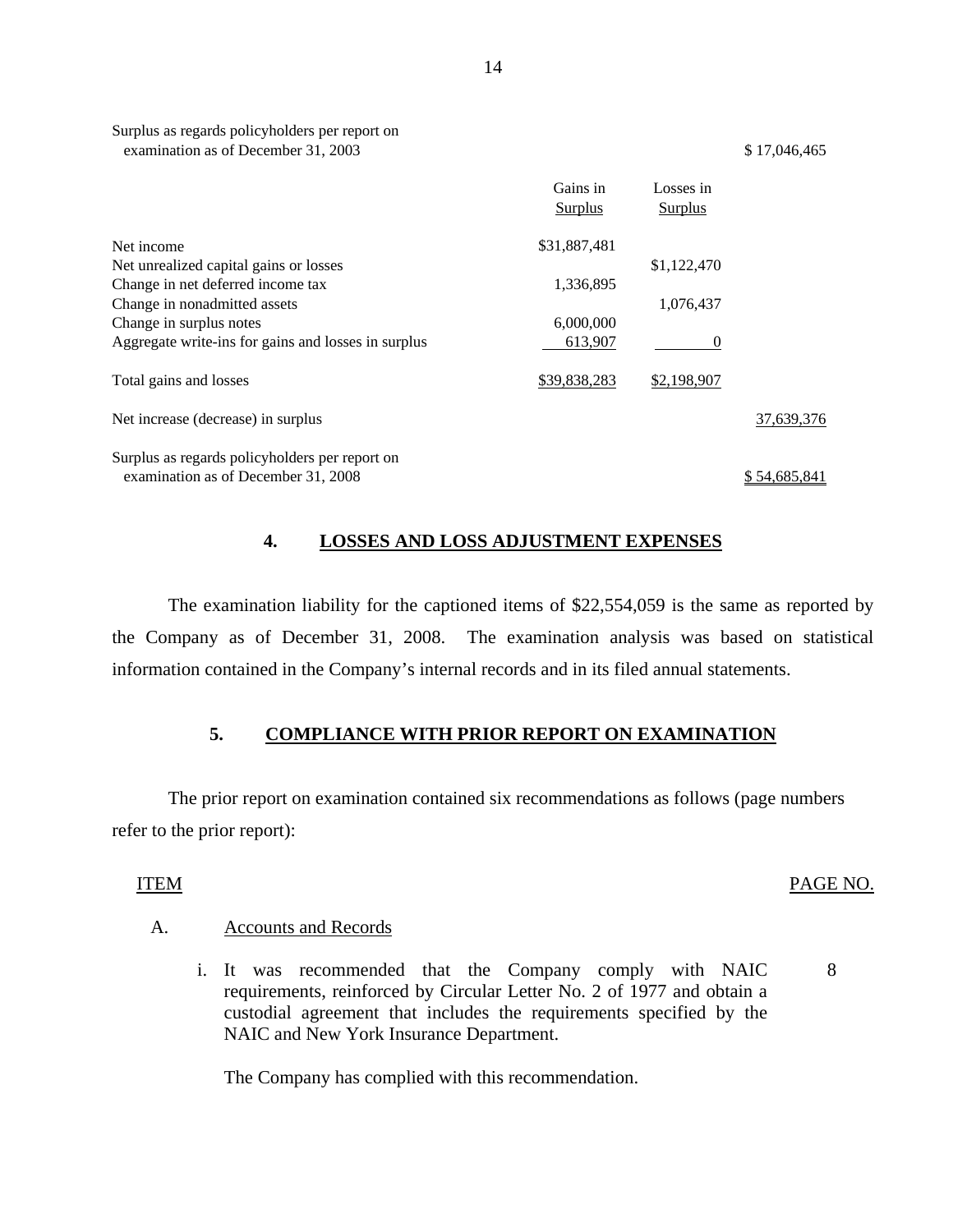| | Gains in Surplus | Losses in Surplus | |
|---|---|---|---|
| Surplus as regards policyholders per report on examination as of December 31, 2003 | | | $ 17,046,465 |
| Net income | $31,887,481 | | |
| Net unrealized capital gains or losses | | $1,122,470 | |
| Change in net deferred income tax | 1,336,895 | | |
| Change in nonadmitted assets | | 1,076,437 | |
| Change in surplus notes | 6,000,000 | | |
| Aggregate write-ins for gains and losses in surplus | 613,907 | 0 | |
| Total gains and losses | $39,838,283 | $2,198,907 | |
| Net increase (decrease) in surplus | | | 37,639,376 |
| Surplus as regards policyholders per report on examination as of December 31, 2008 | | | $ 54,685,841 |

## 4. LOSSES AND LOSS ADJUSTMENT EXPENSES

The examination liability for the captioned items of $22,554,059 is the same as reported by the Company as of December 31, 2008. The examination analysis was based on statistical information contained in the Company's internal records and in its filed annual statements.

## 5. COMPLIANCE WITH PRIOR REPORT ON EXAMINATION

The prior report on examination contained six recommendations as follows (page numbers refer to the prior report):

| ITEM | | PAGE NO. |
|---|---|---|
| A. | Accounts and Records | |
| | i. It was recommended that the Company comply with NAIC requirements, reinforced by Circular Letter No. 2 of 1977 and obtain a custodial agreement that includes the requirements specified by the NAIC and New York Insurance Department. | 8 |

The Company has complied with this recommendation.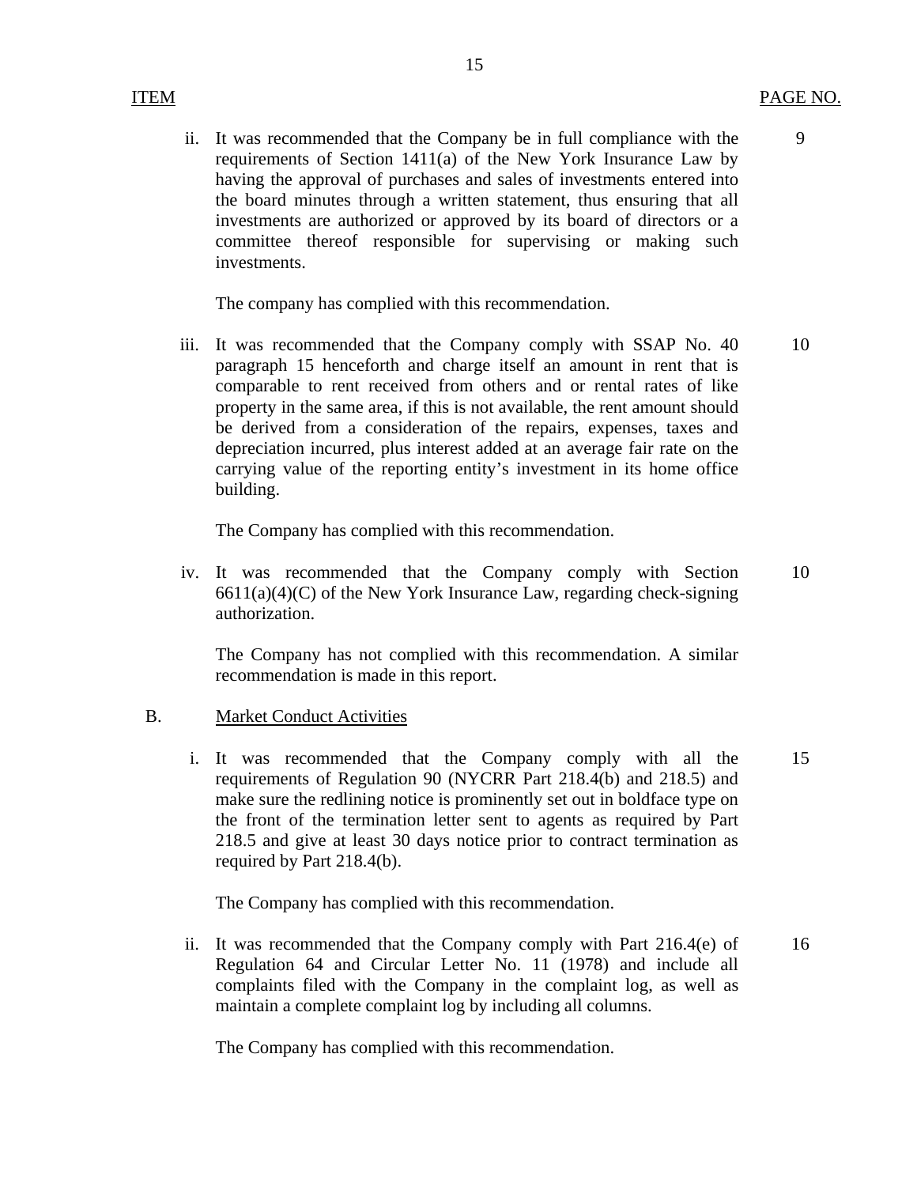| ITEM | PAGE NO. |
|---|---|
| ii. It was recommended that the Company be in full compliance with the requirements of Section 1411(a) of the New York Insurance Law by having the approval of purchases and sales of investments entered into the board minutes through a written statement, thus ensuring that all investments are authorized or approved by its board of directors or a committee thereof responsible for supervising or making such investments. | 9 |

The company has complied with this recommendation.

| | |
|---|---|
| iii. It was recommended that the Company comply with SSAP No. 40 paragraph 15 henceforth and charge itself an amount in rent that is comparable to rent received from others and or rental rates of like property in the same area, if this is not available, the rent amount should be derived from a consideration of the repairs, expenses, taxes and depreciation incurred, plus interest added at an average fair rate on the carrying value of the reporting entity's investment in its home office building. | 10 |

The Company has complied with this recommendation.

| | |
|---|---|
| iv. It was recommended that the Company comply with Section 6611(a)(4)(C) of the New York Insurance Law, regarding check-signing authorization. | 10 |

The Company has not complied with this recommendation. A similar recommendation is made in this report.

B. Market Conduct Activities

| | |
|---|---|
| i. It was recommended that the Company comply with all the requirements of Regulation 90 (NYCRR Part 218.4(b) and 218.5) and make sure the redlining notice is prominently set out in boldface type on the front of the termination letter sent to agents as required by Part 218.5 and give at least 30 days notice prior to contract termination as required by Part 218.4(b). | 15 |

The Company has complied with this recommendation.

| | |
|---|---|
| ii. It was recommended that the Company comply with Part 216.4(e) of Regulation 64 and Circular Letter No. 11 (1978) and include all complaints filed with the Company in the complaint log, as well as maintain a complete complaint log by including all columns. | 16 |

The Company has complied with this recommendation.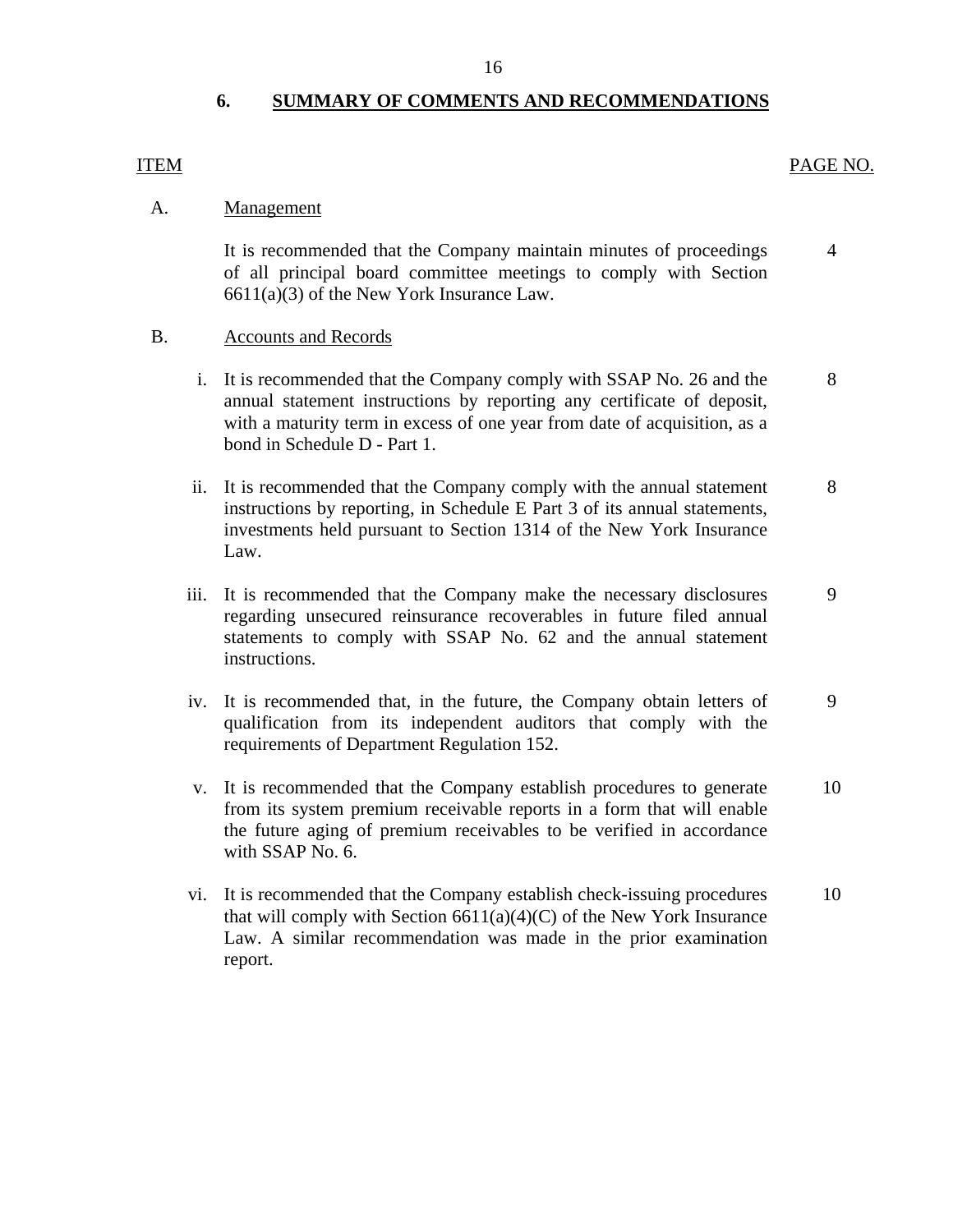## 6. SUMMARY OF COMMENTS AND RECOMMENDATIONS

| ITEM | | PAGE NO. |
|---|---|---|
| A. | **Management** | |
| | It is recommended that the Company maintain minutes of proceedings of all principal board committee meetings to comply with Section 6611(a)(3) of the New York Insurance Law. | 4 |
| B. | **Accounts and Records** | |
| i. | It is recommended that the Company comply with SSAP No. 26 and the annual statement instructions by reporting any certificate of deposit, with a maturity term in excess of one year from date of acquisition, as a bond in Schedule D - Part 1. | 8 |
| ii. | It is recommended that the Company comply with the annual statement instructions by reporting, in Schedule E Part 3 of its annual statements, investments held pursuant to Section 1314 of the New York Insurance Law. | 8 |
| iii. | It is recommended that the Company make the necessary disclosures regarding unsecured reinsurance recoverables in future filed annual statements to comply with SSAP No. 62 and the annual statement instructions. | 9 |
| iv. | It is recommended that, in the future, the Company obtain letters of qualification from its independent auditors that comply with the requirements of Department Regulation 152. | 9 |
| v. | It is recommended that the Company establish procedures to generate from its system premium receivable reports in a form that will enable the future aging of premium receivables to be verified in accordance with SSAP No. 6. | 10 |
| vi. | It is recommended that the Company establish check-issuing procedures that will comply with Section 6611(a)(4)(C) of the New York Insurance Law. A similar recommendation was made in the prior examination report. | 10 |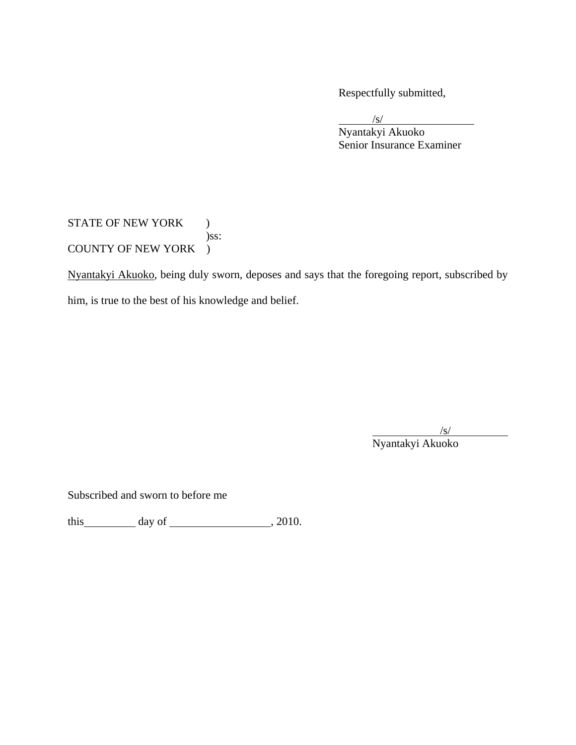Respectfully submitted,

/s/

Nyantakyi Akuoko
Senior Insurance Examiner

STATE OF NEW YORK )
)ss:
COUNTY OF NEW YORK )

Nyantakyi Akuoko, being duly sworn, deposes and says that the foregoing report, subscribed by him, is true to the best of his knowledge and belief.

/s/

Nyantakyi Akuoko

Subscribed and sworn to before me

this\_\_\_\_\_\_\_\_\_ day of \_\_\_\_\_\_\_\_\_\_\_\_\_\_\_\_\_\_, 2010.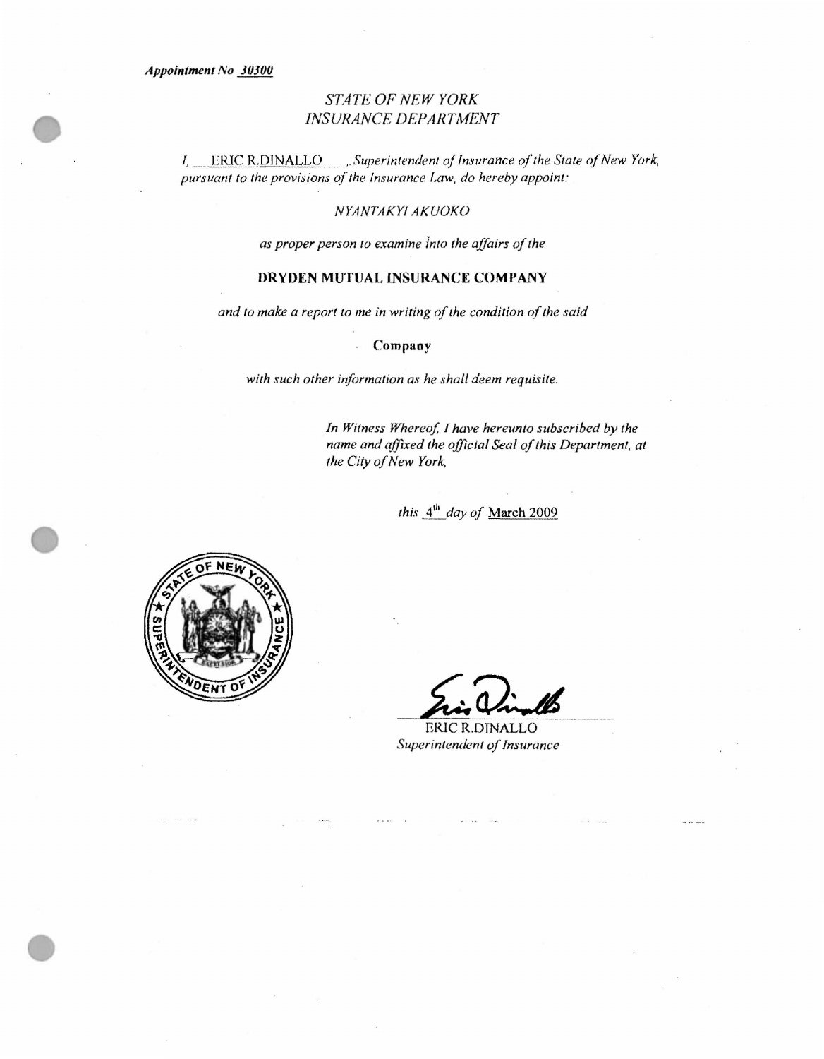*Appointment No 30300*

*STATE OF NEW YORK*
*INSURANCE DEPARTMENT*

*I,* ERIC R.DINALLO *, Superintendent of Insurance of the State of New York, pursuant to the provisions of the Insurance Law, do hereby appoint:*

*NYANTAKYI AKUOKO*

*as proper person to examine into the affairs of the*

**DRYDEN MUTUAL INSURANCE COMPANY**

*and to make a report to me in writing of the condition of the said*

**Company**

*with such other information as he shall deem requisite.*

*In Witness Whereof, I have hereunto subscribed by the name and affixed the official Seal of this Department, at the City of New York,*

*this* 4th *day of* March 2009

ERIC R.DINALLO
*Superintendent of Insurance*